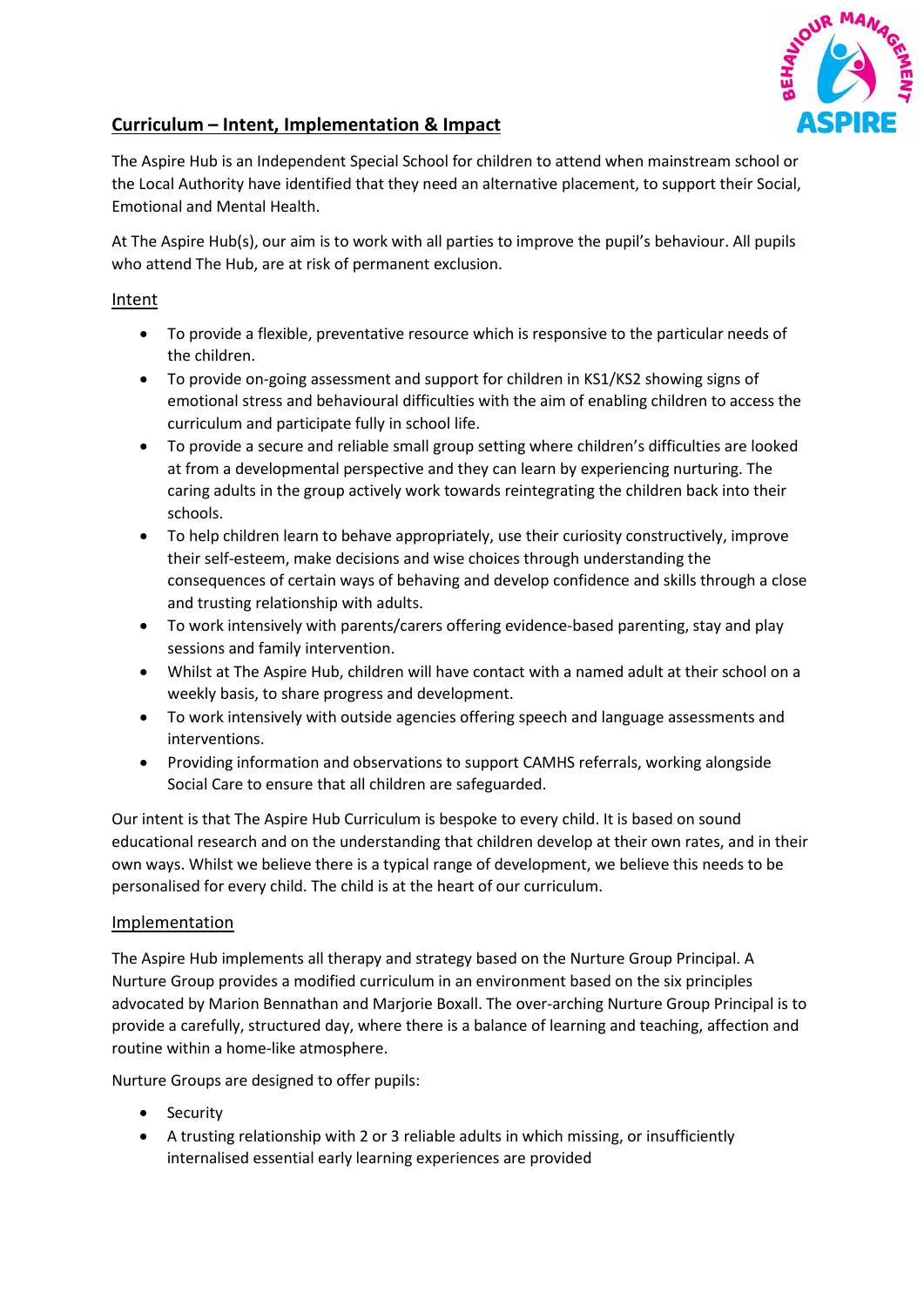## Curriculum – Intent, Implementation & Impact

The Aspire Hub is an Independent Special School for children to attend when mainstream school or the Local Authority have identified that they need an alternative placement, to support their Social, Emotional and Mental Health.

At The Aspire Hub(s), our aim is to work with all parties to improve the pupil's behaviour. All pupils who attend The Hub, are at risk of permanent exclusion.

### Intent

- To provide a flexible, preventative resource which is responsive to the particular needs of the children.
- To provide on-going assessment and support for children in KS1/KS2 showing signs of emotional stress and behavioural difficulties with the aim of enabling children to access the curriculum and participate fully in school life.
- To provide a secure and reliable small group setting where children's difficulties are looked at from a developmental perspective and they can learn by experiencing nurturing. The caring adults in the group actively work towards reintegrating the children back into their schools.
- To help children learn to behave appropriately, use their curiosity constructively, improve their self-esteem, make decisions and wise choices through understanding the consequences of certain ways of behaving and develop confidence and skills through a close and trusting relationship with adults.
- To work intensively with parents/carers offering evidence-based parenting, stay and play sessions and family intervention.
- Whilst at The Aspire Hub, children will have contact with a named adult at their school on a weekly basis, to share progress and development.
- To work intensively with outside agencies offering speech and language assessments and interventions.
- Providing information and observations to support CAMHS referrals, working alongside Social Care to ensure that all children are safeguarded.

Our intent is that The Aspire Hub Curriculum is bespoke to every child. It is based on sound educational research and on the understanding that children develop at their own rates, and in their own ways. Whilst we believe there is a typical range of development, we believe this needs to be personalised for every child. The child is at the heart of our curriculum.

### Implementation

The Aspire Hub implements all therapy and strategy based on the Nurture Group Principal. A Nurture Group provides a modified curriculum in an environment based on the six principles advocated by Marion Bennathan and Marjorie Boxall. The over-arching Nurture Group Principal is to provide a carefully, structured day, where there is a balance of learning and teaching, affection and routine within a home-like atmosphere.

Nurture Groups are designed to offer pupils:

- Security
- A trusting relationship with 2 or 3 reliable adults in which missing, or insufficiently internalised essential early learning experiences are provided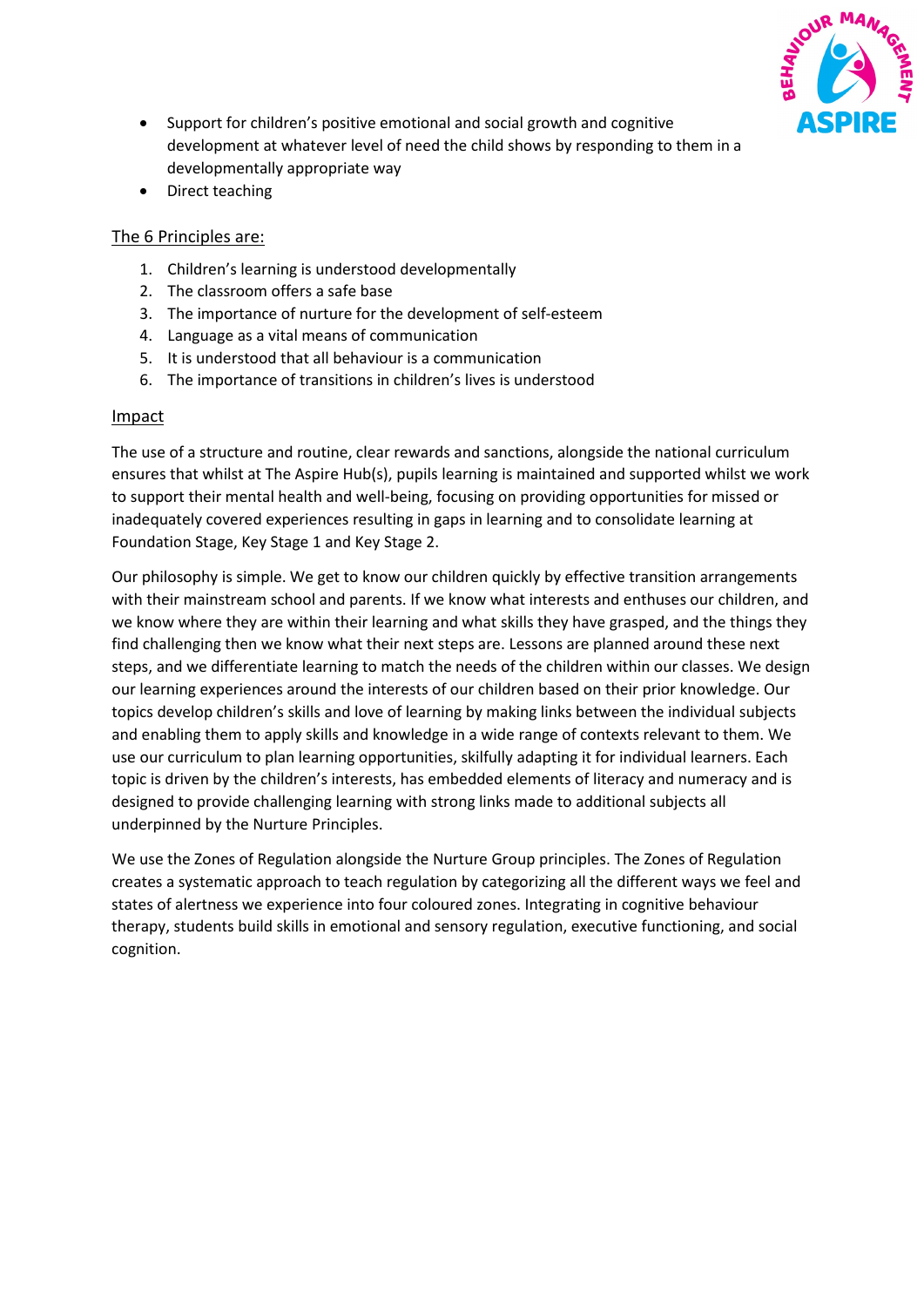- Support for children's positive emotional and social growth and cognitive development at whatever level of need the child shows by responding to them in a developmentally appropriate way
- Direct teaching

The 6 Principles are:

1. Children's learning is understood developmentally
2. The classroom offers a safe base
3. The importance of nurture for the development of self-esteem
4. Language as a vital means of communication
5. It is understood that all behaviour is a communication
6. The importance of transitions in children's lives is understood

## Impact

The use of a structure and routine, clear rewards and sanctions, alongside the national curriculum ensures that whilst at The Aspire Hub(s), pupils learning is maintained and supported whilst we work to support their mental health and well-being, focusing on providing opportunities for missed or inadequately covered experiences resulting in gaps in learning and to consolidate learning at Foundation Stage, Key Stage 1 and Key Stage 2.

Our philosophy is simple. We get to know our children quickly by effective transition arrangements with their mainstream school and parents. If we know what interests and enthuses our children, and we know where they are within their learning and what skills they have grasped, and the things they find challenging then we know what their next steps are. Lessons are planned around these next steps, and we differentiate learning to match the needs of the children within our classes. We design our learning experiences around the interests of our children based on their prior knowledge. Our topics develop children's skills and love of learning by making links between the individual subjects and enabling them to apply skills and knowledge in a wide range of contexts relevant to them. We use our curriculum to plan learning opportunities, skilfully adapting it for individual learners. Each topic is driven by the children's interests, has embedded elements of literacy and numeracy and is designed to provide challenging learning with strong links made to additional subjects all underpinned by the Nurture Principles.

We use the Zones of Regulation alongside the Nurture Group principles. The Zones of Regulation creates a systematic approach to teach regulation by categorizing all the different ways we feel and states of alertness we experience into four coloured zones. Integrating in cognitive behaviour therapy, students build skills in emotional and sensory regulation, executive functioning, and social cognition.